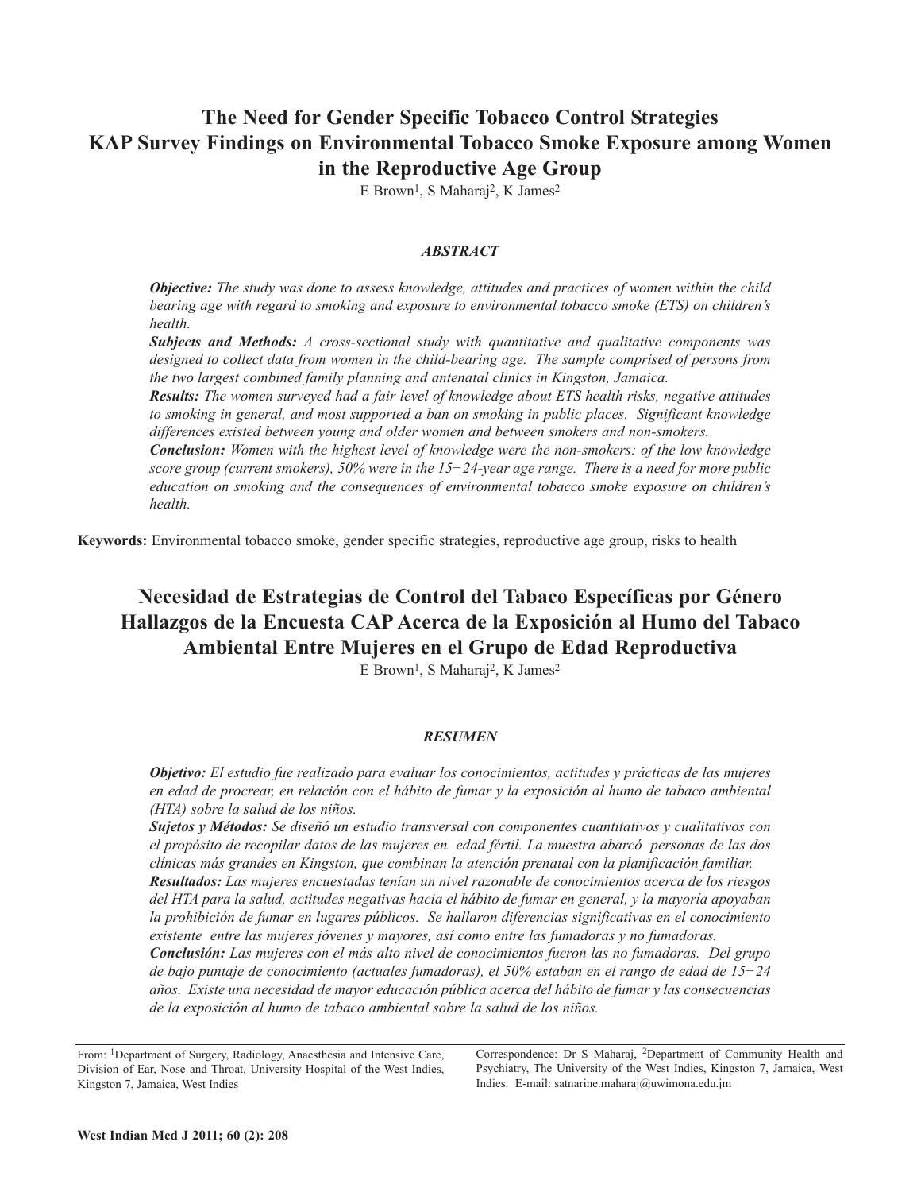# The Need for Gender Specific Tobacco Control Strategies KAP Survey Findings on Environmental Tobacco Smoke Exposure among Women in the Reproductive Age Group

E Brown[1], S Maharaj[2], K James[2]

## *ABSTRACT*

***Objective:*** *The study was done to assess knowledge, attitudes and practices of women within the child bearing age with regard to smoking and exposure to environmental tobacco smoke (ETS) on children's health.*

***Subjects and Methods:*** *A cross-sectional study with quantitative and qualitative components was designed to collect data from women in the child-bearing age. The sample comprised of persons from the two largest combined family planning and antenatal clinics in Kingston, Jamaica.*

***Results:*** *The women surveyed had a fair level of knowledge about ETS health risks, negative attitudes to smoking in general, and most supported a ban on smoking in public places. Significant knowledge differences existed between young and older women and between smokers and non-smokers.*

***Conclusion:*** *Women with the highest level of knowledge were the non-smokers: of the low knowledge score group (current smokers), 50% were in the 15−24-year age range. There is a need for more public education on smoking and the consequences of environmental tobacco smoke exposure on children's health.*

**Keywords:** Environmental tobacco smoke, gender specific strategies, reproductive age group, risks to health

# Necesidad de Estrategias de Control del Tabaco Específicas por Género Hallazgos de la Encuesta CAP Acerca de la Exposición al Humo del Tabaco Ambiental Entre Mujeres en el Grupo de Edad Reproductiva

E Brown[1], S Maharaj[2], K James[2]

## *RESUMEN*

***Objetivo:*** *El estudio fue realizado para evaluar los conocimientos, actitudes y prácticas de las mujeres en edad de procrear, en relación con el hábito de fumar y la exposición al humo de tabaco ambiental (HTA) sobre la salud de los niños.*

***Sujetos y Métodos:*** *Se diseñó un estudio transversal con componentes cuantitativos y cualitativos con el propósito de recopilar datos de las mujeres en edad fértil. La muestra abarcó personas de las dos clínicas más grandes en Kingston, que combinan la atención prenatal con la planificación familiar.*

***Resultados:*** *Las mujeres encuestadas tenían un nivel razonable de conocimientos acerca de los riesgos del HTA para la salud, actitudes negativas hacia el hábito de fumar en general, y la mayoría apoyaban la prohibición de fumar en lugares públicos. Se hallaron diferencias significativas en el conocimiento existente entre las mujeres jóvenes y mayores, así como entre las fumadoras y no fumadoras.*

***Conclusión:*** *Las mujeres con el más alto nivel de conocimientos fueron las no fumadoras. Del grupo de bajo puntaje de conocimiento (actuales fumadoras), el 50% estaban en el rango de edad de 15−24 años. Existe una necesidad de mayor educación pública acerca del hábito de fumar y las consecuencias de la exposición al humo de tabaco ambiental sobre la salud de los niños.*

From: [1]Department of Surgery, Radiology, Anaesthesia and Intensive Care, Division of Ear, Nose and Throat, University Hospital of the West Indies, Kingston 7, Jamaica, West Indies

Correspondence: Dr S Maharaj, [2]Department of Community Health and Psychiatry, The University of the West Indies, Kingston 7, Jamaica, West Indies. E-mail: satnarine.maharaj@uwimona.edu.jm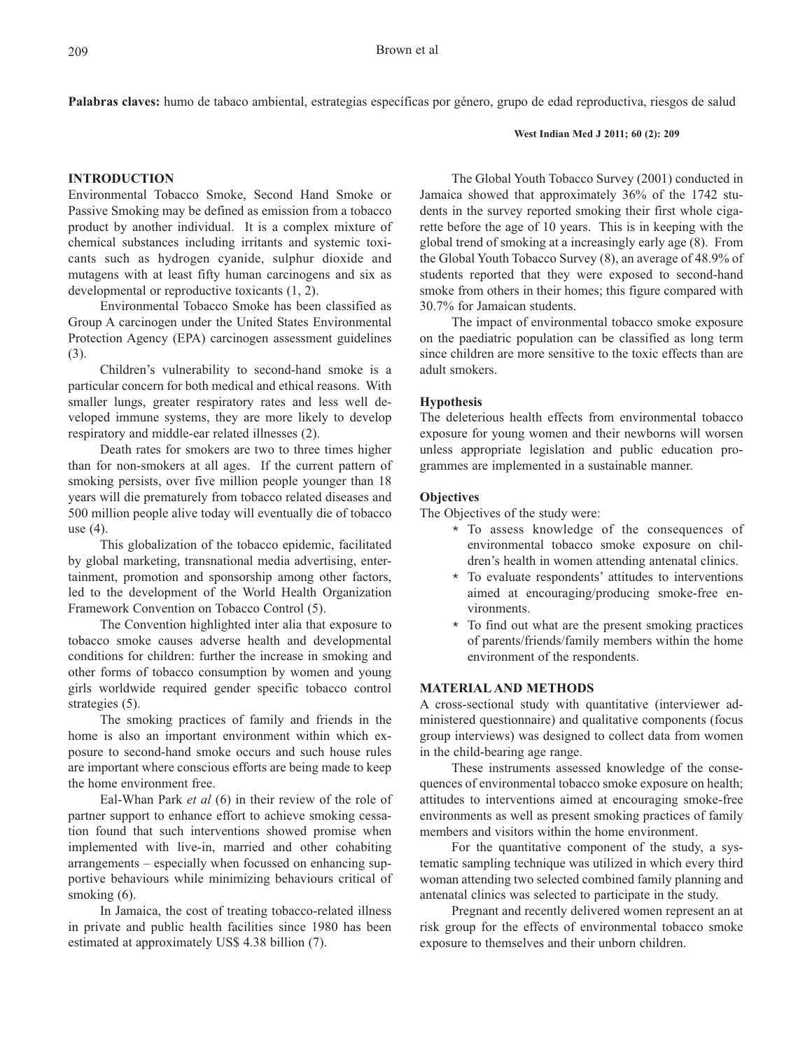**Palabras claves:** humo de tabaco ambiental, estrategias específicas por género, grupo de edad reproductiva, riesgos de salud

## INTRODUCTION

Environmental Tobacco Smoke, Second Hand Smoke or Passive Smoking may be defined as emission from a tobacco product by another individual. It is a complex mixture of chemical substances including irritants and systemic toxicants such as hydrogen cyanide, sulphur dioxide and mutagens with at least fifty human carcinogens and six as developmental or reproductive toxicants (1, 2).

Environmental Tobacco Smoke has been classified as Group A carcinogen under the United States Environmental Protection Agency (EPA) carcinogen assessment guidelines (3).

Children's vulnerability to second-hand smoke is a particular concern for both medical and ethical reasons. With smaller lungs, greater respiratory rates and less well developed immune systems, they are more likely to develop respiratory and middle-ear related illnesses (2).

Death rates for smokers are two to three times higher than for non-smokers at all ages. If the current pattern of smoking persists, over five million people younger than 18 years will die prematurely from tobacco related diseases and 500 million people alive today will eventually die of tobacco use (4).

This globalization of the tobacco epidemic, facilitated by global marketing, transnational media advertising, entertainment, promotion and sponsorship among other factors, led to the development of the World Health Organization Framework Convention on Tobacco Control (5).

The Convention highlighted inter alia that exposure to tobacco smoke causes adverse health and developmental conditions for children: further the increase in smoking and other forms of tobacco consumption by women and young girls worldwide required gender specific tobacco control strategies (5).

The smoking practices of family and friends in the home is also an important environment within which exposure to second-hand smoke occurs and such house rules are important where conscious efforts are being made to keep the home environment free.

Eal-Whan Park *et al* (6) in their review of the role of partner support to enhance effort to achieve smoking cessation found that such interventions showed promise when implemented with live-in, married and other cohabiting arrangements – especially when focussed on enhancing supportive behaviours while minimizing behaviours critical of smoking (6).

In Jamaica, the cost of treating tobacco-related illness in private and public health facilities since 1980 has been estimated at approximately US$ 4.38 billion (7).

The Global Youth Tobacco Survey (2001) conducted in Jamaica showed that approximately 36% of the 1742 students in the survey reported smoking their first whole cigarette before the age of 10 years. This is in keeping with the global trend of smoking at a increasingly early age (8). From the Global Youth Tobacco Survey (8), an average of 48.9% of students reported that they were exposed to second-hand smoke from others in their homes; this figure compared with 30.7% for Jamaican students.

The impact of environmental tobacco smoke exposure on the paediatric population can be classified as long term since children are more sensitive to the toxic effects than are adult smokers.

### Hypothesis

The deleterious health effects from environmental tobacco exposure for young women and their newborns will worsen unless appropriate legislation and public education programmes are implemented in a sustainable manner.

### Objectives

The Objectives of the study were:

* To assess knowledge of the consequences of environmental tobacco smoke exposure on children's health in women attending antenatal clinics.
* To evaluate respondents' attitudes to interventions aimed at encouraging/producing smoke-free environments.
* To find out what are the present smoking practices of parents/friends/family members within the home environment of the respondents.

## MATERIAL AND METHODS

A cross-sectional study with quantitative (interviewer administered questionnaire) and qualitative components (focus group interviews) was designed to collect data from women in the child-bearing age range.

These instruments assessed knowledge of the consequences of environmental tobacco smoke exposure on health; attitudes to interventions aimed at encouraging smoke-free environments as well as present smoking practices of family members and visitors within the home environment.

For the quantitative component of the study, a systematic sampling technique was utilized in which every third woman attending two selected combined family planning and antenatal clinics was selected to participate in the study.

Pregnant and recently delivered women represent an at risk group for the effects of environmental tobacco smoke exposure to themselves and their unborn children.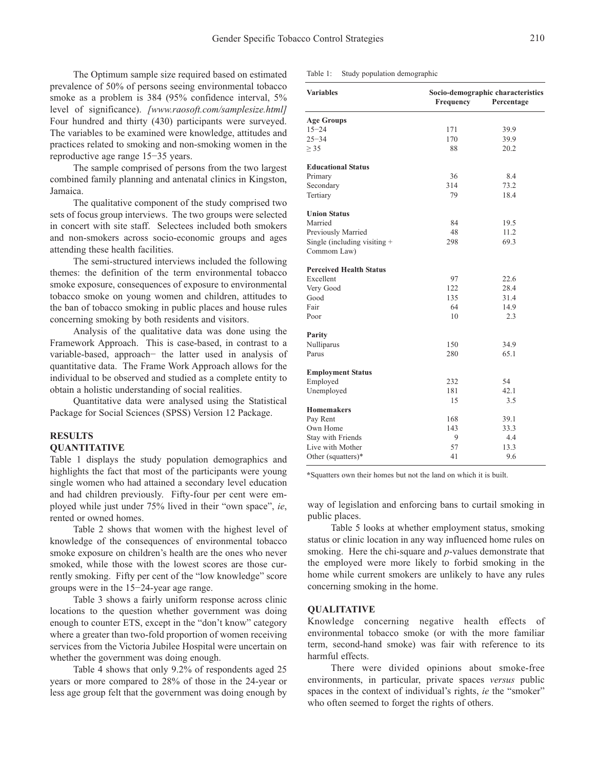The Optimum sample size required based on estimated prevalence of 50% of persons seeing environmental tobacco smoke as a problem is 384 (95% confidence interval, 5% level of significance). *[www.raosoft.com/samplesize.html]* Four hundred and thirty (430) participants were surveyed. The variables to be examined were knowledge, attitudes and practices related to smoking and non-smoking women in the reproductive age range 15−35 years.

The sample comprised of persons from the two largest combined family planning and antenatal clinics in Kingston, Jamaica.

The qualitative component of the study comprised two sets of focus group interviews. The two groups were selected in concert with site staff. Selectees included both smokers and non-smokers across socio-economic groups and ages attending these health facilities.

The semi-structured interviews included the following themes: the definition of the term environmental tobacco smoke exposure, consequences of exposure to environmental tobacco smoke on young women and children, attitudes to the ban of tobacco smoking in public places and house rules concerning smoking by both residents and visitors.

Analysis of the qualitative data was done using the Framework Approach. This is case-based, in contrast to a variable-based, approach− the latter used in analysis of quantitative data. The Frame Work Approach allows for the individual to be observed and studied as a complete entity to obtain a holistic understanding of social realities.

Quantitative data were analysed using the Statistical Package for Social Sciences (SPSS) Version 12 Package.

## RESULTS

### QUANTITATIVE

Table 1 displays the study population demographics and highlights the fact that most of the participants were young single women who had attained a secondary level education and had children previously. Fifty-four per cent were employed while just under 75% lived in their "own space", *ie*, rented or owned homes.

Table 2 shows that women with the highest level of knowledge of the consequences of environmental tobacco smoke exposure on children's health are the ones who never smoked, while those with the lowest scores are those currently smoking. Fifty per cent of the "low knowledge" score groups were in the 15−24-year age range.

Table 3 shows a fairly uniform response across clinic locations to the question whether government was doing enough to counter ETS, except in the "don't know" category where a greater than two-fold proportion of women receiving services from the Victoria Jubilee Hospital were uncertain on whether the government was doing enough.

Table 4 shows that only 9.2% of respondents aged 25 years or more compared to 28% of those in the 24-year or less age group felt that the government was doing enough by way of legislation and enforcing bans to curtail smoking in public places.

Table 5 looks at whether employment status, smoking status or clinic location in any way influenced home rules on smoking. Here the chi-square and *p*-values demonstrate that the employed were more likely to forbid smoking in the home while current smokers are unlikely to have any rules concerning smoking in the home.

Table 1: Study population demographic

| Variables | Socio-demographic characteristics | |
|---|---|---|
| | Frequency | Percentage |
| **Age Groups** | | |
| 15−24 | 171 | 39.9 |
| 25−34 | 170 | 39.9 |
| ≥ 35 | 88 | 20.2 |
| **Educational Status** | | |
| Primary | 36 | 8.4 |
| Secondary | 314 | 73.2 |
| Tertiary | 79 | 18.4 |
| **Union Status** | | |
| Married | 84 | 19.5 |
| Previously Married | 48 | 11.2 |
| Single (including visiting + Commom Law) | 298 | 69.3 |
| **Perceived Health Status** | | |
| Excellent | 97 | 22.6 |
| Very Good | 122 | 28.4 |
| Good | 135 | 31.4 |
| Fair | 64 | 14.9 |
| Poor | 10 | 2.3 |
| **Parity** | | |
| Nulliparus | 150 | 34.9 |
| Parus | 280 | 65.1 |
| **Employment Status** | | |
| Employed | 232 | 54 |
| Unemployed | 181 | 42.1 |
| | 15 | 3.5 |
| **Homemakers** | | |
| Pay Rent | 168 | 39.1 |
| Own Home | 143 | 33.3 |
| Stay with Friends | 9 | 4.4 |
| Live with Mother | 57 | 13.3 |
| Other (squatters)* | 41 | 9.6 |

*Squatters own their homes but not the land on which it is built.

### QUALITATIVE

Knowledge concerning negative health effects of environmental tobacco smoke (or with the more familiar term, second-hand smoke) was fair with reference to its harmful effects.

There were divided opinions about smoke-free environments, in particular, private spaces *versus* public spaces in the context of individual's rights, *ie* the "smoker" who often seemed to forget the rights of others.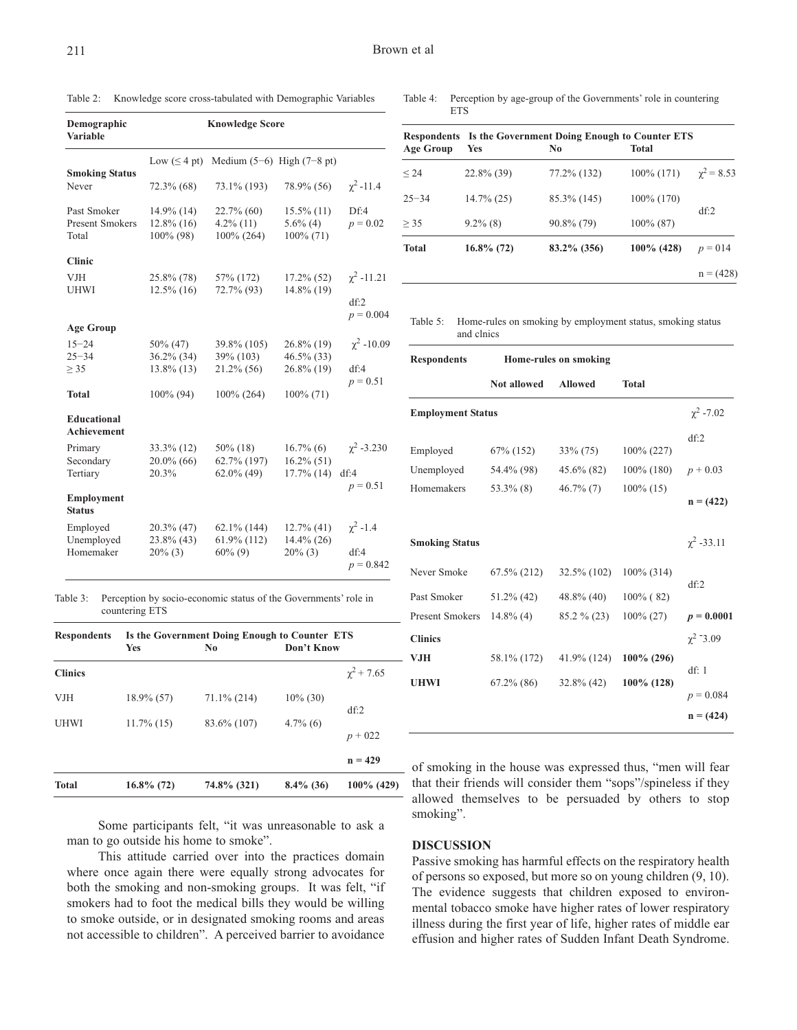Table 2: Knowledge score cross-tabulated with Demographic Variables

| Demographic Variable | Knowledge Score | | | |
|---|---|---|---|---|
| | Low (≤ 4 pt) | Medium (5−6) | High (7−8 pt) | |
| **Smoking Status** | | | | |
| Never | 72.3% (68) | 73.1% (193) | 78.9% (56) | $\chi^2$ -11.4 |
| Past Smoker | 14.9% (14) | 22.7% (60) | 15.5% (11) | Df:4 |
| Present Smokers | 12.8% (16) | 4.2% (11) | 5.6% (4) | $p = 0.02$ |
| Total | 100% (98) | 100% (264) | 100% (71) | |
| **Clinic** | | | | |
| VJH | 25.8% (78) | 57% (172) | 17.2% (52) | $\chi^2$ -11.21 |
| UHWI | 12.5% (16) | 72.7% (93) | 14.8% (19) | df:2 $p = 0.004$ |
| **Age Group** | | | | |
| 15−24 | 50% (47) | 39.8% (105) | 26.8% (19) | $\chi^2$ -10.09 |
| 25−34 | 36.2% (34) | 39% (103) | 46.5% (33) | |
| ≥ 35 | 13.8% (13) | 21.2% (56) | 26.8% (19) | df:4 $p = 0.51$ |
| **Total** | 100% (94) | 100% (264) | 100% (71) | |
| **Educational Achievement** | | | | |
| Primary | 33.3% (12) | 50% (18) | 16.7% (6) | $\chi^2$ -3.230 |
| Secondary | 20.0% (66) | 62.7% (197) | 16.2% (51) | |
| Tertiary | 20.3% | 62.0% (49) | 17.7% (14) | df:4 $p = 0.51$ |
| **Employment Status** | | | | |
| Employed | 20.3% (47) | 62.1% (144) | 12.7% (41) | $\chi^2$ -1.4 |
| Unemployed | 23.8% (43) | 61.9% (112) | 14.4% (26) | |
| Homemaker | 20% (3) | 60% (9) | 20% (3) | df:4 $p = 0.842$ |

Table 3: Perception by socio-economic status of the Governments' role in countering ETS

| Respondents | Is the Government Doing Enough to Counter ETS | | | |
|---|---|---|---|---|
| | Yes | No | Don't Know | |
| **Clinics** | | | | $\chi^2$ + 7.65 |
| VJH | 18.9% (57) | 71.1% (214) | 10% (30) | df:2 |
| UHWI | 11.7% (15) | 83.6% (107) | 4.7% (6) | $p$ + 022 |
| | | | | **n = 429** |
| **Total** | **16.8% (72)** | **74.8% (321)** | **8.4% (36)** | **100% (429)** |

Some participants felt, "it was unreasonable to ask a man to go outside his home to smoke".

This attitude carried over into the practices domain where once again there were equally strong advocates for both the smoking and non-smoking groups. It was felt, "if smokers had to foot the medical bills they would be willing to smoke outside, or in designated smoking rooms and areas not accessible to children". A perceived barrier to avoidance of smoking in the house was expressed thus, "men will fear that their friends will consider them "sops"/spineless if they allowed themselves to be persuaded by others to stop smoking".

Table 4: Perception by age-group of the Governments' role in countering ETS

| Respondents Age Group | Is the Government Doing Enough to Counter ETS Yes | No | Total | |
|---|---|---|---|---|
| ≤ 24 | 22.8% (39) | 77.2% (132) | 100% (171) | $\chi^2 = 8.53$ |
| 25−34 | 14.7% (25) | 85.3% (145) | 100% (170) | df:2 |
| ≥ 35 | 9.2% (8) | 90.8% (79) | 100% (87) | |
| **Total** | **16.8% (72)** | **83.2% (356)** | **100% (428)** | $p$ = 014 |
| | | | | n = (428) |

Table 5: Home-rules on smoking by employment status, smoking status and clnics

| Respondents | Home-rules on smoking | | | |
|---|---|---|---|---|
| | Not allowed | Allowed | Total | |
| **Employment Status** | | | | $\chi^2$ -7.02 |
| Employed | 67% (152) | 33% (75) | 100% (227) | df:2 |
| Unemployed | 54.4% (98) | 45.6% (82) | 100% (180) | $p$ + 0.03 |
| Homemakers | 53.3% (8) | 46.7% (7) | 100% (15) | **n = (422)** |
| **Smoking Status** | | | | $\chi^2$ -33.11 |
| Never Smoke | 67.5% (212) | 32.5% (102) | 100% (314) | df:2 |
| Past Smoker | 51.2% (42) | 48.8% (40) | 100% ( 82) | |
| Present Smokers | 14.8% (4) | 85.2 % (23) | 100% (27) | $\boldsymbol{p = 0.0001}$ |
| **Clinics** | | | | $\chi^2$ -3.09 |
| **VJH** | 58.1% (172) | 41.9% (124) | **100% (296)** | df: 1 |
| **UHWI** | 67.2% (86) | 32.8% (42) | **100% (128)** | $p = 0.084$ |
| | | | | **n = (424)** |

## DISCUSSION

Passive smoking has harmful effects on the respiratory health of persons so exposed, but more so on young children (9, 10). The evidence suggests that children exposed to environmental tobacco smoke have higher rates of lower respiratory illness during the first year of life, higher rates of middle ear effusion and higher rates of Sudden Infant Death Syndrome.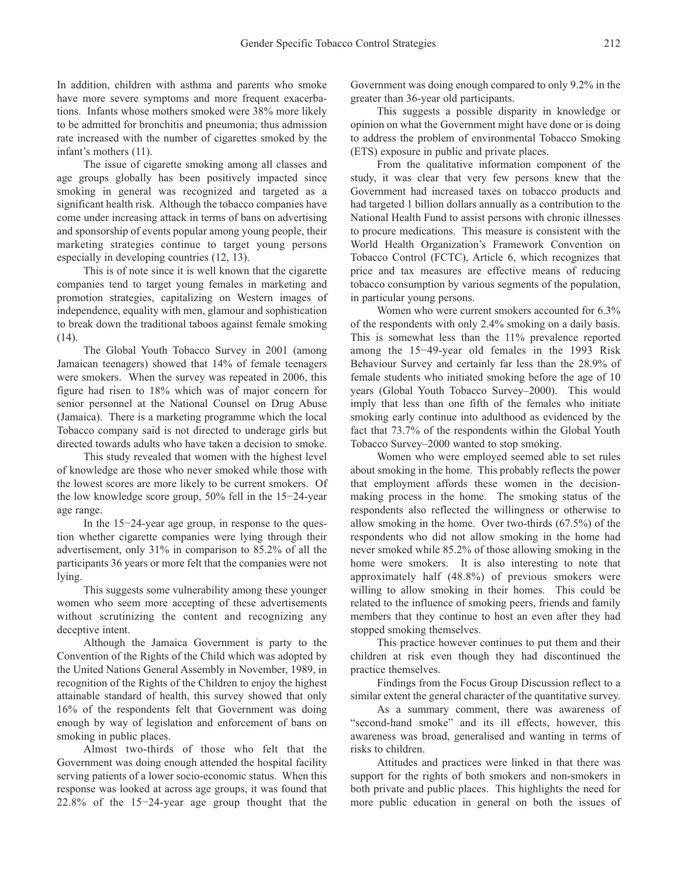In addition, children with asthma and parents who smoke have more severe symptoms and more frequent exacerbations. Infants whose mothers smoked were 38% more likely to be admitted for bronchitis and pneumonia; thus admission rate increased with the number of cigarettes smoked by the infant's mothers (11).

The issue of cigarette smoking among all classes and age groups globally has been positively impacted since smoking in general was recognized and targeted as a significant health risk. Although the tobacco companies have come under increasing attack in terms of bans on advertising and sponsorship of events popular among young people, their marketing strategies continue to target young persons especially in developing countries (12, 13).

This is of note since it is well known that the cigarette companies tend to target young females in marketing and promotion strategies, capitalizing on Western images of independence, equality with men, glamour and sophistication to break down the traditional taboos against female smoking (14).

The Global Youth Tobacco Survey in 2001 (among Jamaican teenagers) showed that 14% of female teenagers were smokers. When the survey was repeated in 2006, this figure had risen to 18% which was of major concern for senior personnel at the National Counsel on Drug Abuse (Jamaica). There is a marketing programme which the local Tobacco company said is not directed to underage girls but directed towards adults who have taken a decision to smoke.

This study revealed that women with the highest level of knowledge are those who never smoked while those with the lowest scores are more likely to be current smokers. Of the low knowledge score group, 50% fell in the 15−24-year age range.

In the 15−24-year age group, in response to the question whether cigarette companies were lying through their advertisement, only 31% in comparison to 85.2% of all the participants 36 years or more felt that the companies were not lying.

This suggests some vulnerability among these younger women who seem more accepting of these advertisements without scrutinizing the content and recognizing any deceptive intent.

Although the Jamaica Government is party to the Convention of the Rights of the Child which was adopted by the United Nations General Assembly in November, 1989, in recognition of the Rights of the Children to enjoy the highest attainable standard of health, this survey showed that only 16% of the respondents felt that Government was doing enough by way of legislation and enforcement of bans on smoking in public places.

Almost two-thirds of those who felt that the Government was doing enough attended the hospital facility serving patients of a lower socio-economic status. When this response was looked at across age groups, it was found that 22.8% of the 15−24-year age group thought that the Government was doing enough compared to only 9.2% in the greater than 36-year old participants.

This suggests a possible disparity in knowledge or opinion on what the Government might have done or is doing to address the problem of environmental Tobacco Smoking (ETS) exposure in public and private places.

From the qualitative information component of the study, it was clear that very few persons knew that the Government had increased taxes on tobacco products and had targeted 1 billion dollars annually as a contribution to the National Health Fund to assist persons with chronic illnesses to procure medications. This measure is consistent with the World Health Organization's Framework Convention on Tobacco Control (FCTC), Article 6, which recognizes that price and tax measures are effective means of reducing tobacco consumption by various segments of the population, in particular young persons.

Women who were current smokers accounted for 6.3% of the respondents with only 2.4% smoking on a daily basis. This is somewhat less than the 11% prevalence reported among the 15−49-year old females in the 1993 Risk Behaviour Survey and certainly far less than the 28.9% of female students who initiated smoking before the age of 10 years (Global Youth Tobacco Survey–2000). This would imply that less than one fifth of the females who initiate smoking early continue into adulthood as evidenced by the fact that 73.7% of the respondents within the Global Youth Tobacco Survey–2000 wanted to stop smoking.

Women who were employed seemed able to set rules about smoking in the home. This probably reflects the power that employment affords these women in the decision-making process in the home. The smoking status of the respondents also reflected the willingness or otherwise to allow smoking in the home. Over two-thirds (67.5%) of the respondents who did not allow smoking in the home had never smoked while 85.2% of those allowing smoking in the home were smokers. It is also interesting to note that approximately half (48.8%) of previous smokers were willing to allow smoking in their homes. This could be related to the influence of smoking peers, friends and family members that they continue to host an even after they had stopped smoking themselves.

This practice however continues to put them and their children at risk even though they had discontinued the practice themselves.

Findings from the Focus Group Discussion reflect to a similar extent the general character of the quantitative survey.

As a summary comment, there was awareness of "second-hand smoke" and its ill effects, however, this awareness was broad, generalised and wanting in terms of risks to children.

Attitudes and practices were linked in that there was support for the rights of both smokers and non-smokers in both private and public places. This highlights the need for more public education in general on both the issues of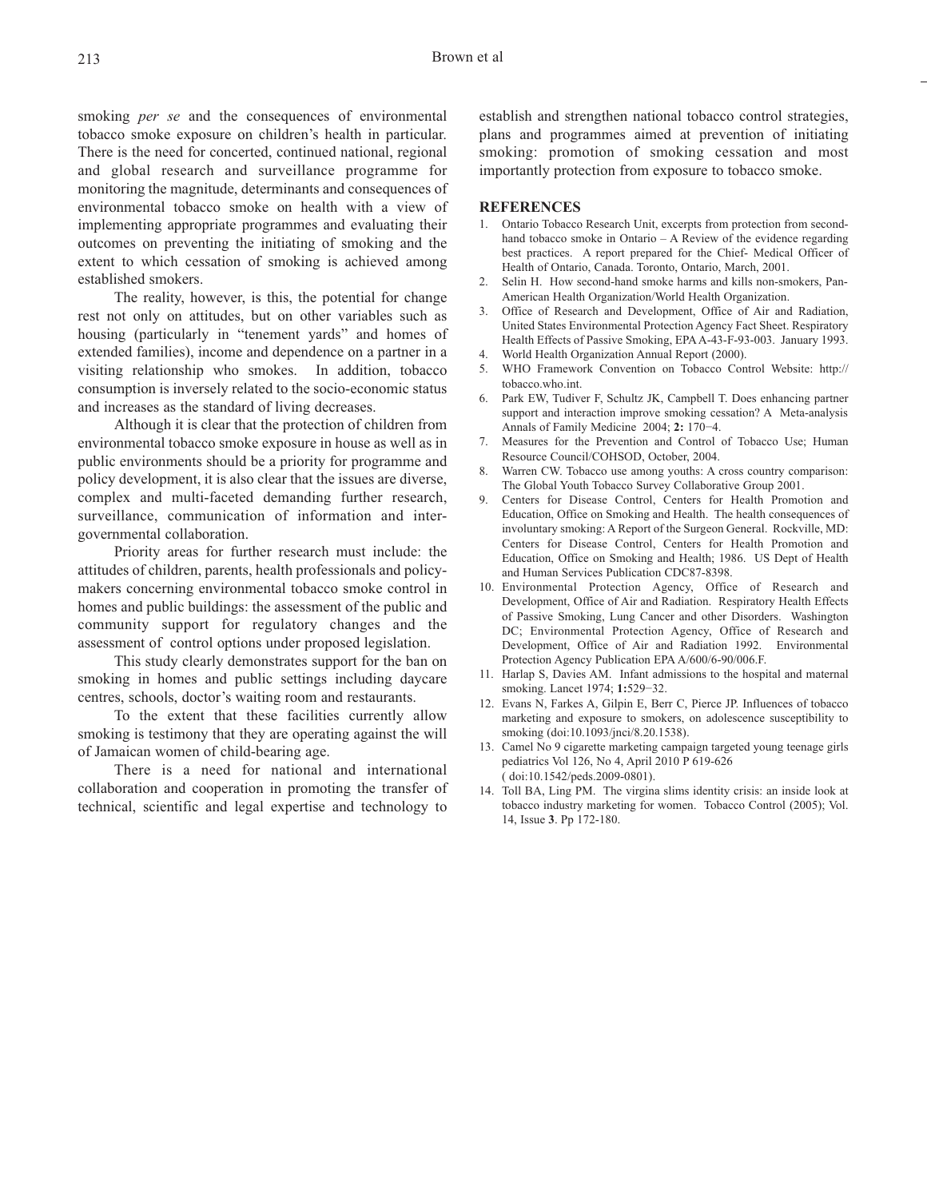smoking *per se* and the consequences of environmental tobacco smoke exposure on children's health in particular. There is the need for concerted, continued national, regional and global research and surveillance programme for monitoring the magnitude, determinants and consequences of environmental tobacco smoke on health with a view of implementing appropriate programmes and evaluating their outcomes on preventing the initiating of smoking and the extent to which cessation of smoking is achieved among established smokers.

The reality, however, is this, the potential for change rest not only on attitudes, but on other variables such as housing (particularly in "tenement yards" and homes of extended families), income and dependence on a partner in a visiting relationship who smokes. In addition, tobacco consumption is inversely related to the socio-economic status and increases as the standard of living decreases.

Although it is clear that the protection of children from environmental tobacco smoke exposure in house as well as in public environments should be a priority for programme and policy development, it is also clear that the issues are diverse, complex and multi-faceted demanding further research, surveillance, communication of information and inter-governmental collaboration.

Priority areas for further research must include: the attitudes of children, parents, health professionals and policy-makers concerning environmental tobacco smoke control in homes and public buildings: the assessment of the public and community support for regulatory changes and the assessment of control options under proposed legislation.

This study clearly demonstrates support for the ban on smoking in homes and public settings including daycare centres, schools, doctor's waiting room and restaurants.

To the extent that these facilities currently allow smoking is testimony that they are operating against the will of Jamaican women of child-bearing age.

There is a need for national and international collaboration and cooperation in promoting the transfer of technical, scientific and legal expertise and technology to establish and strengthen national tobacco control strategies, plans and programmes aimed at prevention of initiating smoking: promotion of smoking cessation and most importantly protection from exposure to tobacco smoke.

## REFERENCES

1. Ontario Tobacco Research Unit, excerpts from protection from second-hand tobacco smoke in Ontario – A Review of the evidence regarding best practices. A report prepared for the Chief- Medical Officer of Health of Ontario, Canada. Toronto, Ontario, March, 2001.
2. Selin H. How second-hand smoke harms and kills non-smokers, Pan-American Health Organization/World Health Organization.
3. Office of Research and Development, Office of Air and Radiation, United States Environmental Protection Agency Fact Sheet. Respiratory Health Effects of Passive Smoking, EPA A-43-F-93-003. January 1993.
4. World Health Organization Annual Report (2000).
5. WHO Framework Convention on Tobacco Control Website: http://tobacco.who.int.
6. Park EW, Tudiver F, Schultz JK, Campbell T. Does enhancing partner support and interaction improve smoking cessation? A Meta-analysis Annals of Family Medicine 2004; **2:** 170−4.
7. Measures for the Prevention and Control of Tobacco Use; Human Resource Council/COHSOD, October, 2004.
8. Warren CW. Tobacco use among youths: A cross country comparison: The Global Youth Tobacco Survey Collaborative Group 2001.
9. Centers for Disease Control, Centers for Health Promotion and Education, Office on Smoking and Health. The health consequences of involuntary smoking: A Report of the Surgeon General. Rockville, MD: Centers for Disease Control, Centers for Health Promotion and Education, Office on Smoking and Health; 1986. US Dept of Health and Human Services Publication CDC87-8398.
10. Environmental Protection Agency, Office of Research and Development, Office of Air and Radiation. Respiratory Health Effects of Passive Smoking, Lung Cancer and other Disorders. Washington DC; Environmental Protection Agency, Office of Research and Development, Office of Air and Radiation 1992. Environmental Protection Agency Publication EPA A/600/6-90/006.F.
11. Harlap S, Davies AM. Infant admissions to the hospital and maternal smoking. Lancet 1974; **1:**529−32.
12. Evans N, Farkes A, Gilpin E, Berr C, Pierce JP. Influences of tobacco marketing and exposure to smokers, on adolescence susceptibility to smoking (doi:10.1093/jnci/8.20.1538).
13. Camel No 9 cigarette marketing campaign targeted young teenage girls pediatrics Vol 126, No 4, April 2010 P 619-626 ( doi:10.1542/peds.2009-0801).
14. Toll BA, Ling PM. The virgina slims identity crisis: an inside look at tobacco industry marketing for women. Tobacco Control (2005); Vol. 14, Issue **3**. Pp 172-180.